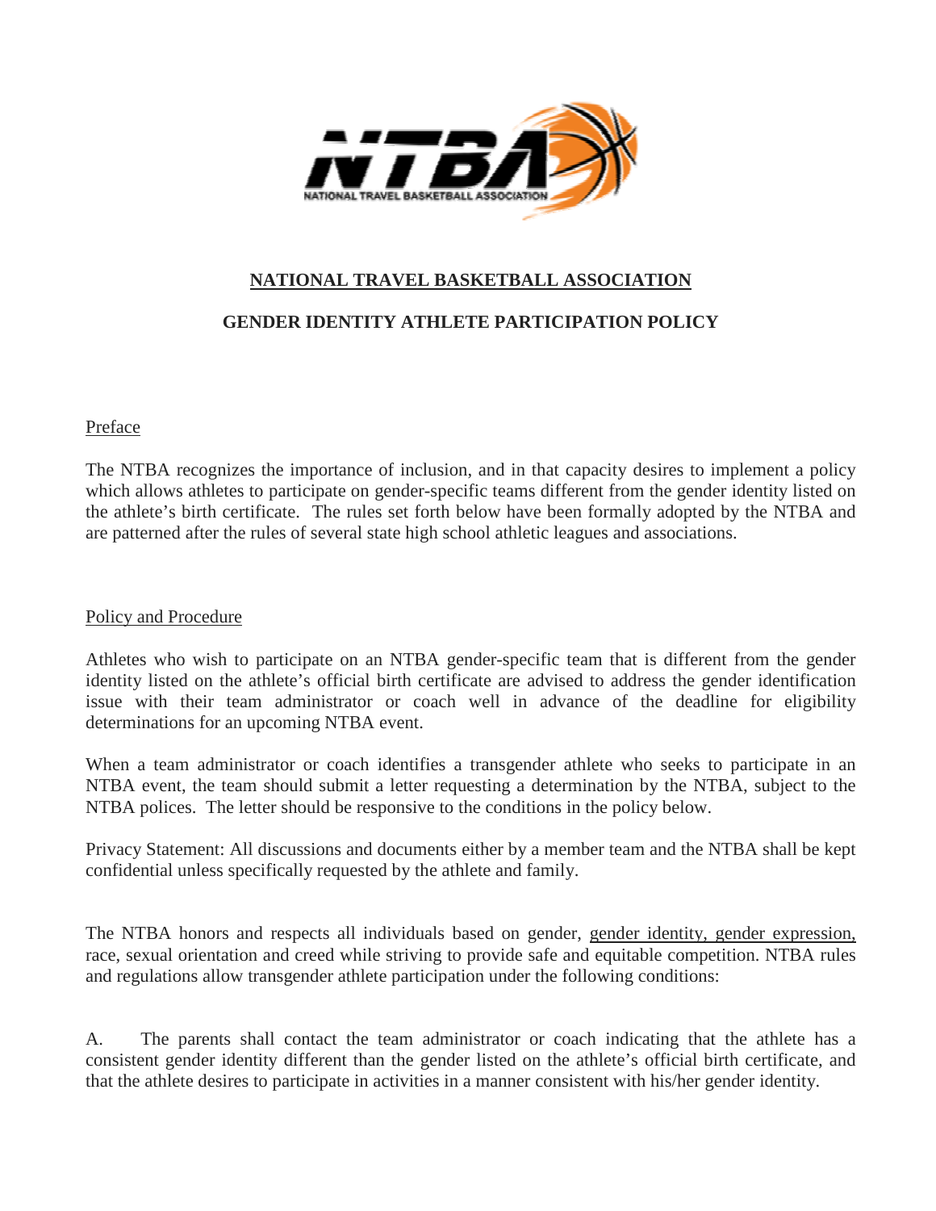# NATIONAL TRAVEL BASKETBALL ASSOCIATION

## GENDER IDENTITY ATHLETE PARTICIPATION POLICY

Preface

The NTBA recognizes the importance of inclusion, and in that capacity desires to implement a policy which allows athletes to participate on gender-specific teams different from the gender identity listed on the athlete's birth certificate. The rules set forth below have been formally adopted by the NTBA and are patterned after the rules of several state high school athletic leagues and associations.

Policy and Procedure

Athletes who wish to participate on an NTBA gender-specific team that is different from the gender identity listed on the athlete's official birth certificate are advised to address the gender identification issue with their team administrator or coach well in advance of the deadline for eligibility determinations for an upcoming NTBA event.

When a team administrator or coach identifies a transgender athlete who seeks to participate in an NTBA event, the team should submit a letter requesting a determination by the NTBA, subject to the NTBA polices. The letter should be responsive to the conditions in the policy below.

Privacy Statement: All discussions and documents either by a member team and the NTBA shall be kept confidential unless specifically requested by the athlete and family.

The NTBA honors and respects all individuals based on gender, gender identity, gender expression, race, sexual orientation and creed while striving to provide safe and equitable competition. NTBA rules and regulations allow transgender athlete participation under the following conditions:

A. The parents shall contact the team administrator or coach indicating that the athlete has a consistent gender identity different than the gender listed on the athlete's official birth certificate, and that the athlete desires to participate in activities in a manner consistent with his/her gender identity.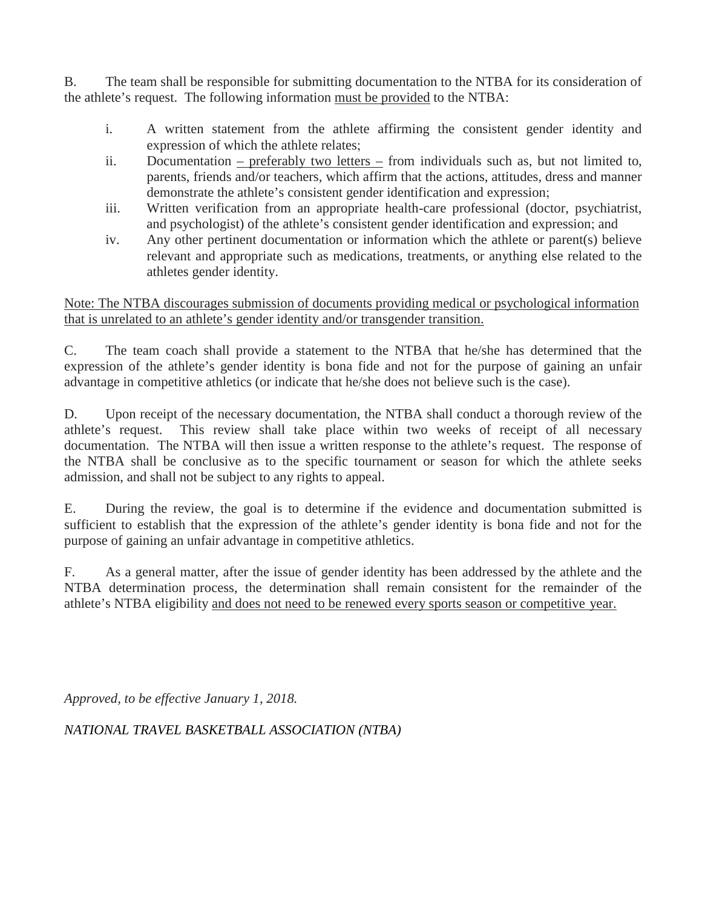B. The team shall be responsible for submitting documentation to the NTBA for its consideration of the athlete's request. The following information <u>must be provided</u> to the NTBA:

i. A written statement from the athlete affirming the consistent gender identity and expression of which the athlete relates;

ii. Documentation <u>– preferably two letters –</u> from individuals such as, but not limited to, parents, friends and/or teachers, which affirm that the actions, attitudes, dress and manner demonstrate the athlete's consistent gender identification and expression;

iii. Written verification from an appropriate health-care professional (doctor, psychiatrist, and psychologist) of the athlete's consistent gender identification and expression; and

iv. Any other pertinent documentation or information which the athlete or parent(s) believe relevant and appropriate such as medications, treatments, or anything else related to the athletes gender identity.

<u>Note: The NTBA discourages submission of documents providing medical or psychological information that is unrelated to an athlete's gender identity and/or transgender transition.</u>

C. The team coach shall provide a statement to the NTBA that he/she has determined that the expression of the athlete's gender identity is bona fide and not for the purpose of gaining an unfair advantage in competitive athletics (or indicate that he/she does not believe such is the case).

D. Upon receipt of the necessary documentation, the NTBA shall conduct a thorough review of the athlete's request. This review shall take place within two weeks of receipt of all necessary documentation. The NTBA will then issue a written response to the athlete's request. The response of the NTBA shall be conclusive as to the specific tournament or season for which the athlete seeks admission, and shall not be subject to any rights to appeal.

E. During the review, the goal is to determine if the evidence and documentation submitted is sufficient to establish that the expression of the athlete's gender identity is bona fide and not for the purpose of gaining an unfair advantage in competitive athletics.

F. As a general matter, after the issue of gender identity has been addressed by the athlete and the NTBA determination process, the determination shall remain consistent for the remainder of the athlete's NTBA eligibility <u>and does not need to be renewed every sports season or competitive year.</u>

*Approved, to be effective January 1, 2018.*

*NATIONAL TRAVEL BASKETBALL ASSOCIATION (NTBA)*